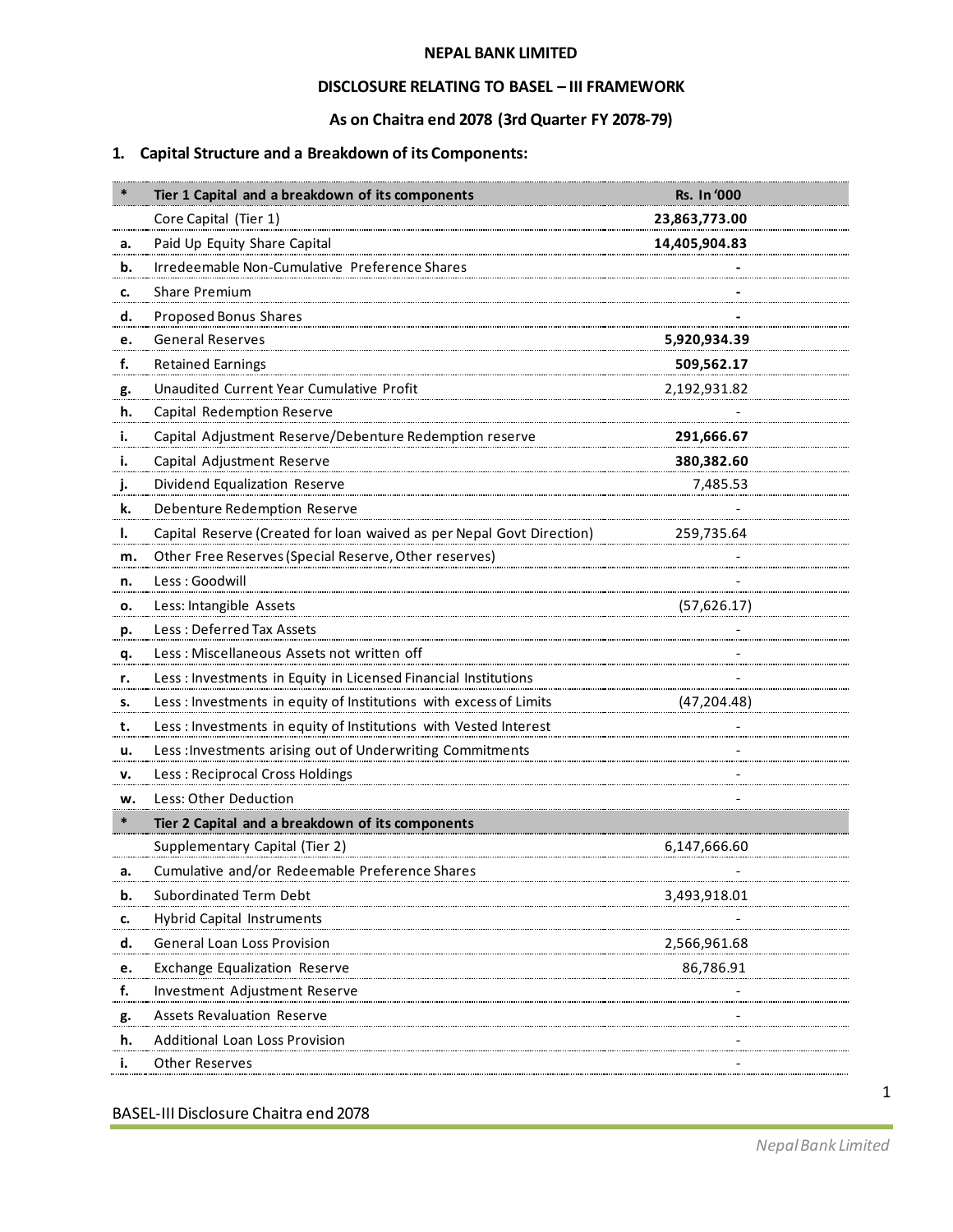**NEPAL BANK LIMITED**

**DISCLOSURE RELATING TO BASEL – III FRAMEWORK**

**As on Chaitra end 2078 (3rd Quarter FY 2078-79)**

## 1. Capital Structure and a Breakdown of its Components:

| * | Tier 1 Capital and a breakdown of its components | Rs. In '000 |
|---|---|---|
| | Core Capital (Tier 1) | **23,863,773.00** |
| a. | Paid Up Equity Share Capital | **14,405,904.83** |
| b. | Irredeemable Non-Cumulative Preference Shares | - |
| c. | Share Premium | - |
| d. | Proposed Bonus Shares | - |
| e. | General Reserves | **5,920,934.39** |
| f. | Retained Earnings | **509,562.17** |
| g. | Unaudited Current Year Cumulative Profit | 2,192,931.82 |
| h. | Capital Redemption Reserve | - |
| i. | Capital Adjustment Reserve/Debenture Redemption reserve | **291,666.67** |
| i. | Capital Adjustment Reserve | **380,382.60** |
| j. | Dividend Equalization Reserve | 7,485.53 |
| k. | Debenture Redemption Reserve | - |
| l. | Capital Reserve (Created for loan waived as per Nepal Govt Direction) | 259,735.64 |
| m. | Other Free Reserves (Special Reserve, Other reserves) | - |
| n. | Less : Goodwill | - |
| o. | Less: Intangible Assets | (57,626.17) |
| p. | Less : Deferred Tax Assets | - |
| q. | Less : Miscellaneous Assets not written off | - |
| r. | Less : Investments in Equity in Licensed Financial Institutions | - |
| s. | Less : Investments in equity of Institutions with excess of Limits | (47,204.48) |
| t. | Less : Investments in equity of Institutions with Vested Interest | - |
| u. | Less :Investments arising out of Underwriting Commitments | - |
| v. | Less : Reciprocal Cross Holdings | - |
| w. | Less: Other Deduction | - |
| * | **Tier 2 Capital and a breakdown of its components** | |
| | Supplementary Capital (Tier 2) | 6,147,666.60 |
| a. | Cumulative and/or Redeemable Preference Shares | - |
| b. | Subordinated Term Debt | 3,493,918.01 |
| c. | Hybrid Capital Instruments | - |
| d. | General Loan Loss Provision | 2,566,961.68 |
| e. | Exchange Equalization Reserve | 86,786.91 |
| f. | Investment Adjustment Reserve | - |
| g. | Assets Revaluation Reserve | - |
| h. | Additional Loan Loss Provision | - |
| i. | Other Reserves | - |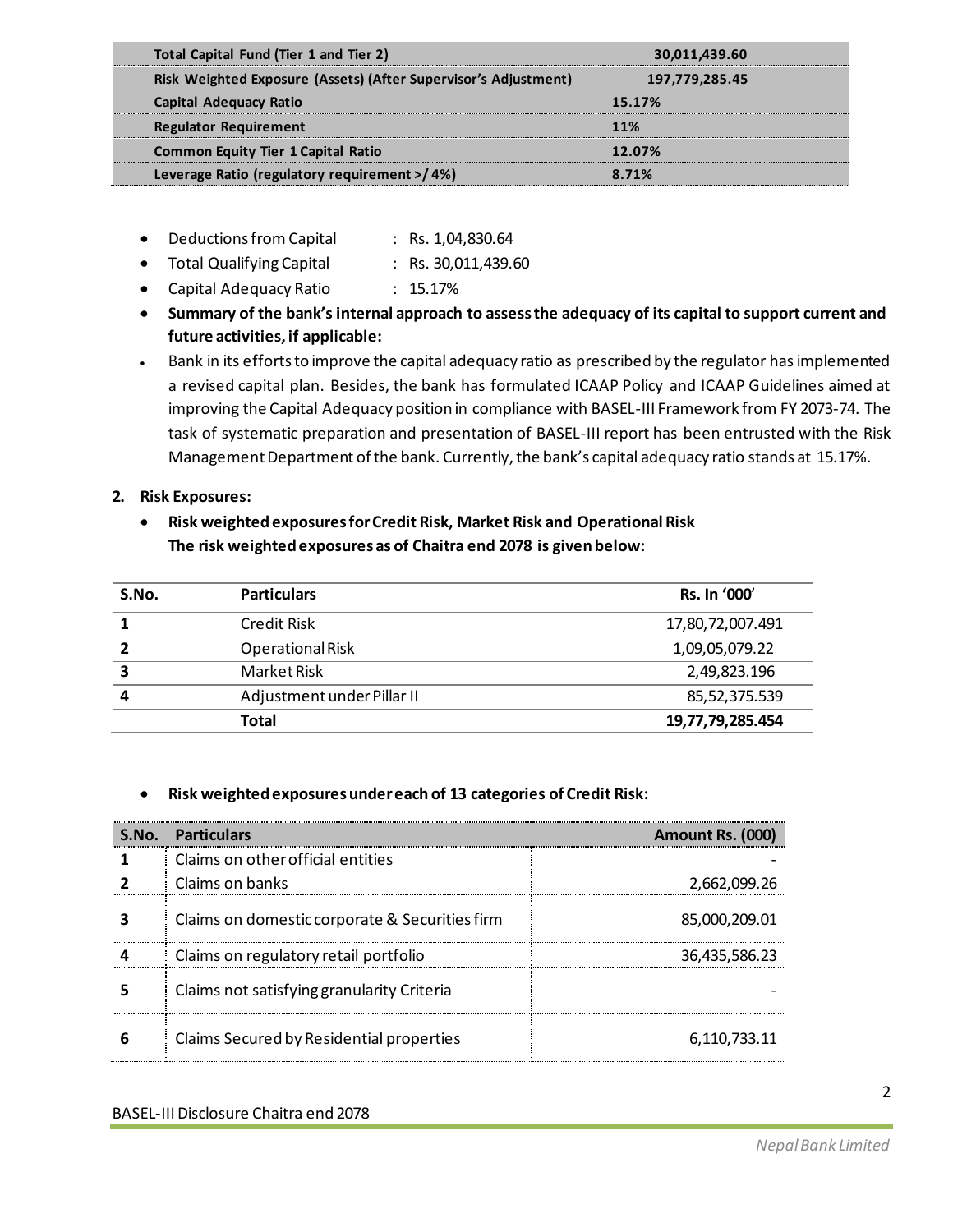| | |
|---|---|
| **Total Capital Fund (Tier 1 and Tier 2)** | **30,011,439.60** |
| **Risk Weighted Exposure (Assets) (After Supervisor's Adjustment)** | **197,779,285.45** |
| **Capital Adequacy Ratio** | **15.17%** |
| **Regulator Requirement** | **11%** |
| **Common Equity Tier 1 Capital Ratio** | **12.07%** |
| **Leverage Ratio (regulatory requirement >/ 4%)** | **8.71%** |

- Deductions from Capital : Rs. 1,04,830.64
- Total Qualifying Capital : Rs. 30,011,439.60
- Capital Adequacy Ratio : 15.17%
- **Summary of the bank's internal approach to assess the adequacy of its capital to support current and future activities, if applicable:**
- Bank in its efforts to improve the capital adequacy ratio as prescribed by the regulator has implemented a revised capital plan. Besides, the bank has formulated ICAAP Policy and ICAAP Guidelines aimed at improving the Capital Adequacy position in compliance with BASEL-III Framework from FY 2073-74. The task of systematic preparation and presentation of BASEL-III report has been entrusted with the Risk Management Department of the bank. Currently, the bank's capital adequacy ratio stands at 15.17%.

**2. Risk Exposures:**

- **Risk weighted exposures for Credit Risk, Market Risk and Operational Risk**
  **The risk weighted exposures as of Chaitra end 2078 is given below:**

| S.No. | Particulars | Rs. In '000' |
|---|---|---|
| 1 | Credit Risk | 17,80,72,007.491 |
| 2 | Operational Risk | 1,09,05,079.22 |
| 3 | Market Risk | 2,49,823.196 |
| 4 | Adjustment under Pillar II | 85,52,375.539 |
| | **Total** | **19,77,79,285.454** |

- **Risk weighted exposures under each of 13 categories of Credit Risk:**

| S.No. | Particulars | Amount Rs. (000) |
|---|---|---|
| 1 | Claims on other official entities | - |
| 2 | Claims on banks | 2,662,099.26 |
| 3 | Claims on domestic corporate & Securities firm | 85,000,209.01 |
| 4 | Claims on regulatory retail portfolio | 36,435,586.23 |
| 5 | Claims not satisfying granularity Criteria | - |
| 6 | Claims Secured by Residential properties | 6,110,733.11 |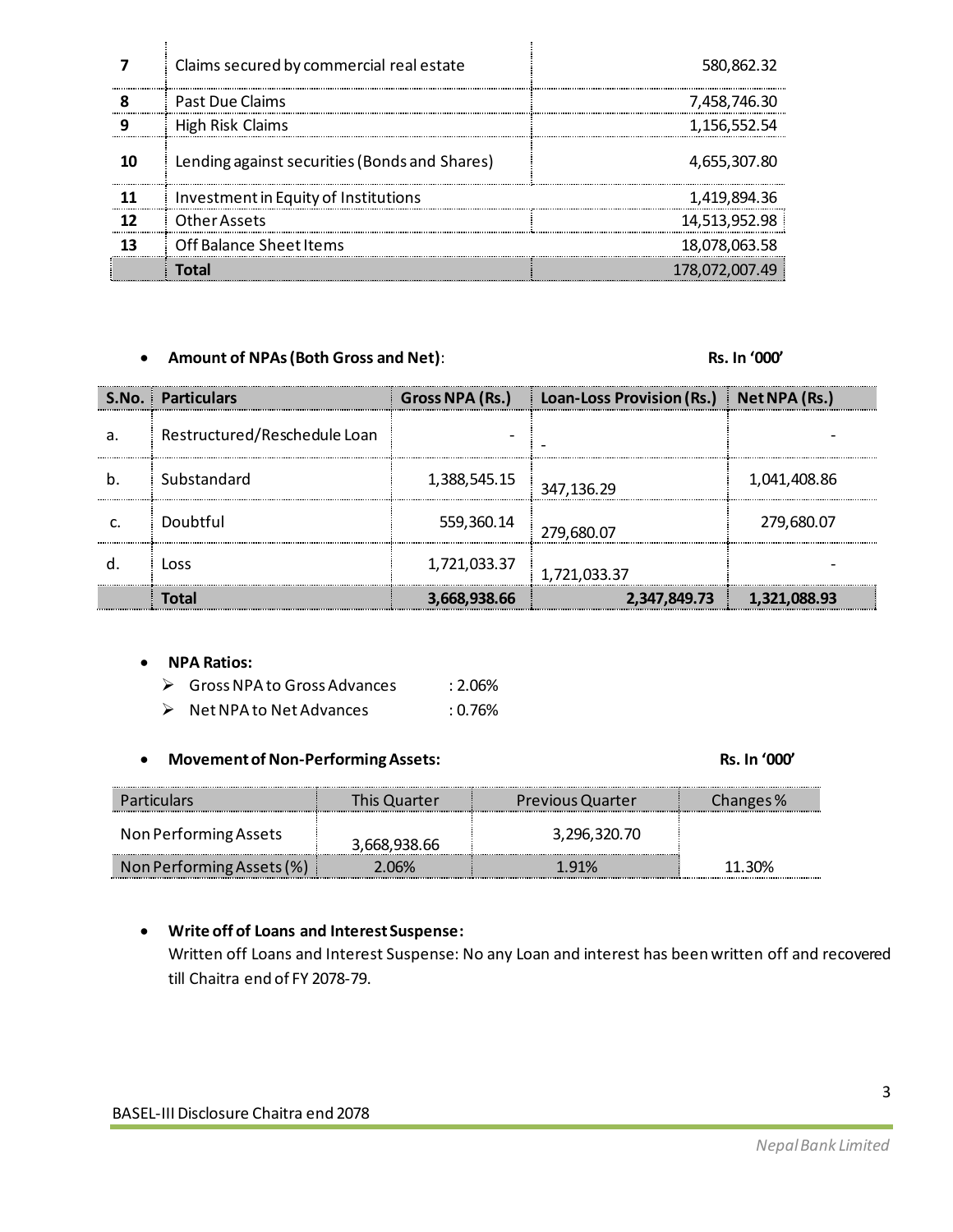| 7 | Claims secured by commercial real estate | 580,862.32 |
|---|---|---|
| 8 | Past Due Claims | 7,458,746.30 |
| 9 | High Risk Claims | 1,156,552.54 |
| 10 | Lending against securities (Bonds and Shares) | 4,655,307.80 |
| 11 | Investment in Equity of Institutions | 1,419,894.36 |
| 12 | Other Assets | 14,513,952.98 |
| 13 | Off Balance Sheet Items | 18,078,063.58 |
| | **Total** | 178,072,007.49 |

- **Amount of NPAs (Both Gross and Net)**: **Rs. In '000'**

| S.No. | Particulars | Gross NPA (Rs.) | Loan-Loss Provision (Rs.) | Net NPA (Rs.) |
|---|---|---|---|---|
| a. | Restructured/Reschedule Loan | - | - | - |
| b. | Substandard | 1,388,545.15 | 347,136.29 | 1,041,408.86 |
| c. | Doubtful | 559,360.14 | 279,680.07 | 279,680.07 |
| d. | Loss | 1,721,033.37 | 1,721,033.37 | - |
| | **Total** | **3,668,938.66** | **2,347,849.73** | **1,321,088.93** |

- **NPA Ratios:**
  - Gross NPA to Gross Advances : 2.06%
  - Net NPA to Net Advances : 0.76%

- **Movement of Non-Performing Assets:** **Rs. In '000'**

| Particulars | This Quarter | Previous Quarter | Changes % |
|---|---|---|---|
| Non Performing Assets | 3,668,938.66 | 3,296,320.70 | |
| Non Performing Assets (%) | 2.06% | 1.91% | 11.30% |

- **Write off of Loans and Interest Suspense:**
  Written off Loans and Interest Suspense: No any Loan and interest has been written off and recovered till Chaitra end of FY 2078-79.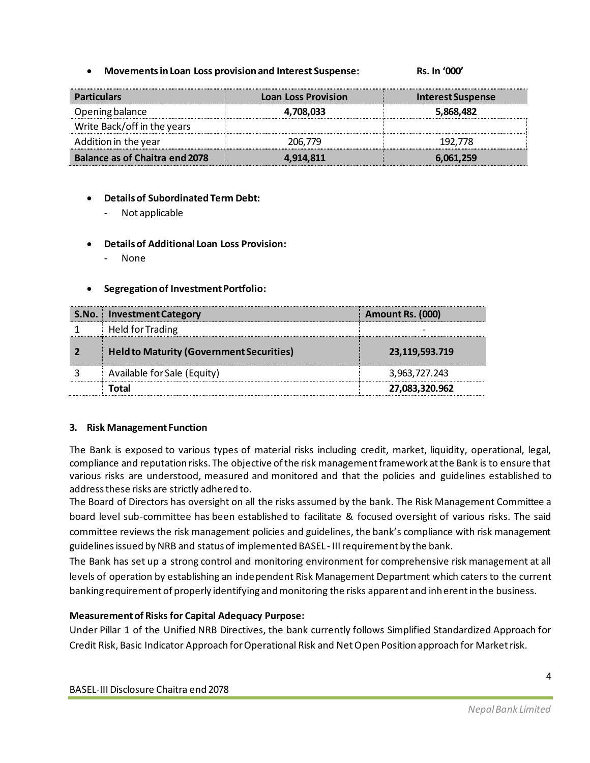- **Movements in Loan Loss provision and Interest Suspense:** **Rs. In '000'**

| Particulars | Loan Loss Provision | Interest Suspense |
|---|---|---|
| Opening balance | **4,708,033** | **5,868,482** |
| Write Back/off in the years | | |
| Addition in the year | 206,779 | 192,778 |
| **Balance as of Chaitra end 2078** | **4,914,811** | **6,061,259** |

- **Details of Subordinated Term Debt:**
  - Not applicable

- **Details of Additional Loan Loss Provision:**
  - None

- **Segregation of Investment Portfolio:**

| S.No. | Investment Category | Amount Rs. (000) |
|---|---|---|
| 1 | Held for Trading | - |
| **2** | **Held to Maturity (Government Securities)** | **23,119,593.719** |
| 3 | Available for Sale (Equity) | 3,963,727.243 |
| | **Total** | **27,083,320.962** |

### 3. Risk Management Function

The Bank is exposed to various types of material risks including credit, market, liquidity, operational, legal, compliance and reputation risks. The objective of the risk management framework at the Bank is to ensure that various risks are understood, measured and monitored and that the policies and guidelines established to address these risks are strictly adhered to.

The Board of Directors has oversight on all the risks assumed by the bank. The Risk Management Committee a board level sub-committee has been established to facilitate & focused oversight of various risks. The said committee reviews the risk management policies and guidelines, the bank's compliance with risk management guidelines issued by NRB and status of implemented BASEL - III requirement by the bank.

The Bank has set up a strong control and monitoring environment for comprehensive risk management at all levels of operation by establishing an independent Risk Management Department which caters to the current banking requirement of properly identifying and monitoring the risks apparent and inherent in the business.

**Measurement of Risks for Capital Adequacy Purpose:**

Under Pillar 1 of the Unified NRB Directives, the bank currently follows Simplified Standardized Approach for Credit Risk, Basic Indicator Approach for Operational Risk and Net Open Position approach for Market risk.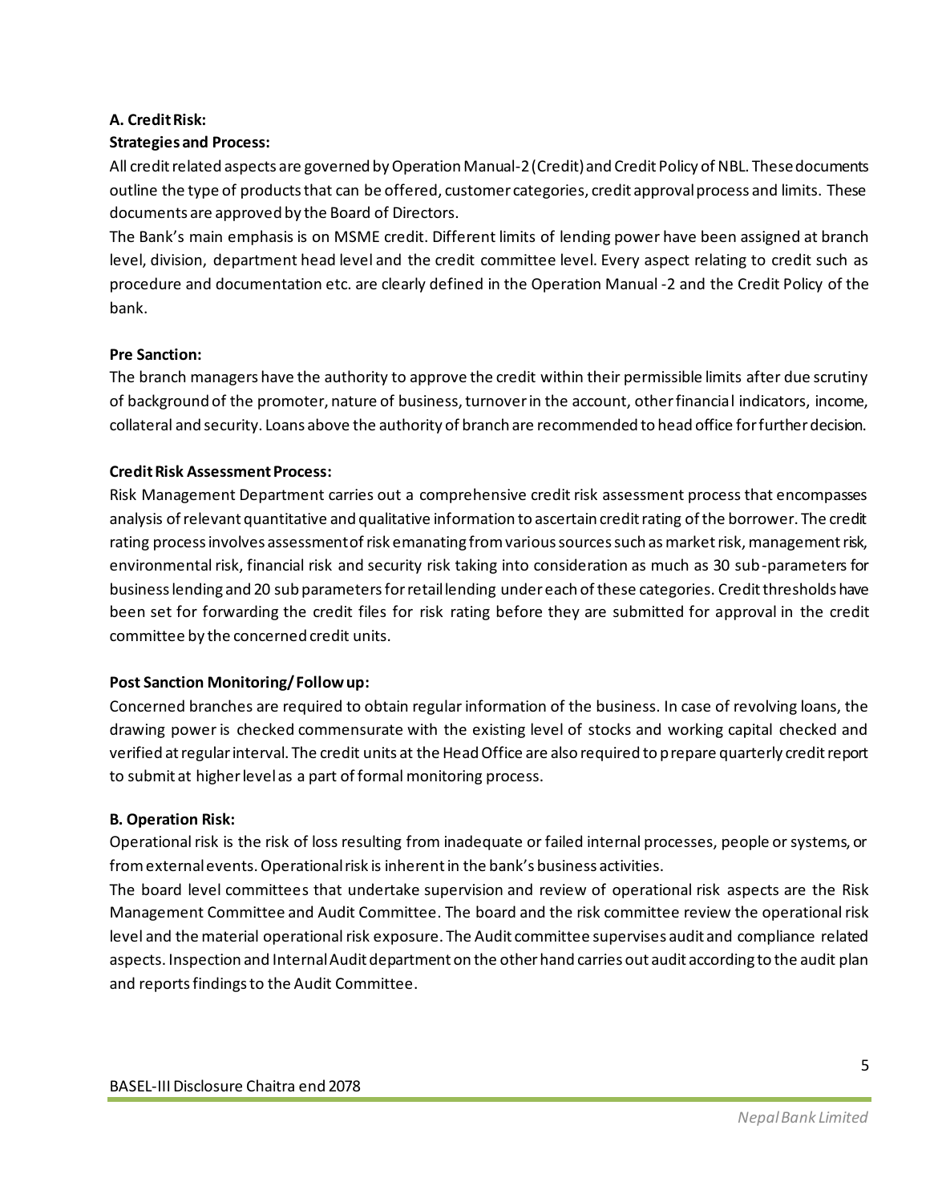**A. Credit Risk:**

**Strategies and Process:**

All credit related aspects are governed by Operation Manual-2 (Credit) and Credit Policy of NBL. These documents outline the type of products that can be offered, customer categories, credit approval process and limits. These documents are approved by the Board of Directors.

The Bank's main emphasis is on MSME credit. Different limits of lending power have been assigned at branch level, division, department head level and the credit committee level. Every aspect relating to credit such as procedure and documentation etc. are clearly defined in the Operation Manual -2 and the Credit Policy of the bank.

**Pre Sanction:**

The branch managers have the authority to approve the credit within their permissible limits after due scrutiny of background of the promoter, nature of business, turnover in the account, other financial indicators, income, collateral and security. Loans above the authority of branch are recommended to head office for further decision.

**Credit Risk Assessment Process:**

Risk Management Department carries out a comprehensive credit risk assessment process that encompasses analysis of relevant quantitative and qualitative information to ascertain credit rating of the borrower. The credit rating process involves assessment of risk emanating from various sources such as market risk, management risk, environmental risk, financial risk and security risk taking into consideration as much as 30 sub-parameters for business lending and 20 sub parameters for retail lending under each of these categories. Credit thresholds have been set for forwarding the credit files for risk rating before they are submitted for approval in the credit committee by the concerned credit units.

**Post Sanction Monitoring/ Follow up:**

Concerned branches are required to obtain regular information of the business. In case of revolving loans, the drawing power is checked commensurate with the existing level of stocks and working capital checked and verified at regular interval. The credit units at the Head Office are also required to prepare quarterly credit report to submit at higher level as a part of formal monitoring process.

**B. Operation Risk:**

Operational risk is the risk of loss resulting from inadequate or failed internal processes, people or systems, or from external events. Operational risk is inherent in the bank's business activities.

The board level committees that undertake supervision and review of operational risk aspects are the Risk Management Committee and Audit Committee. The board and the risk committee review the operational risk level and the material operational risk exposure. The Audit committee supervises audit and compliance related aspects. Inspection and Internal Audit department on the other hand carries out audit according to the audit plan and reports findings to the Audit Committee.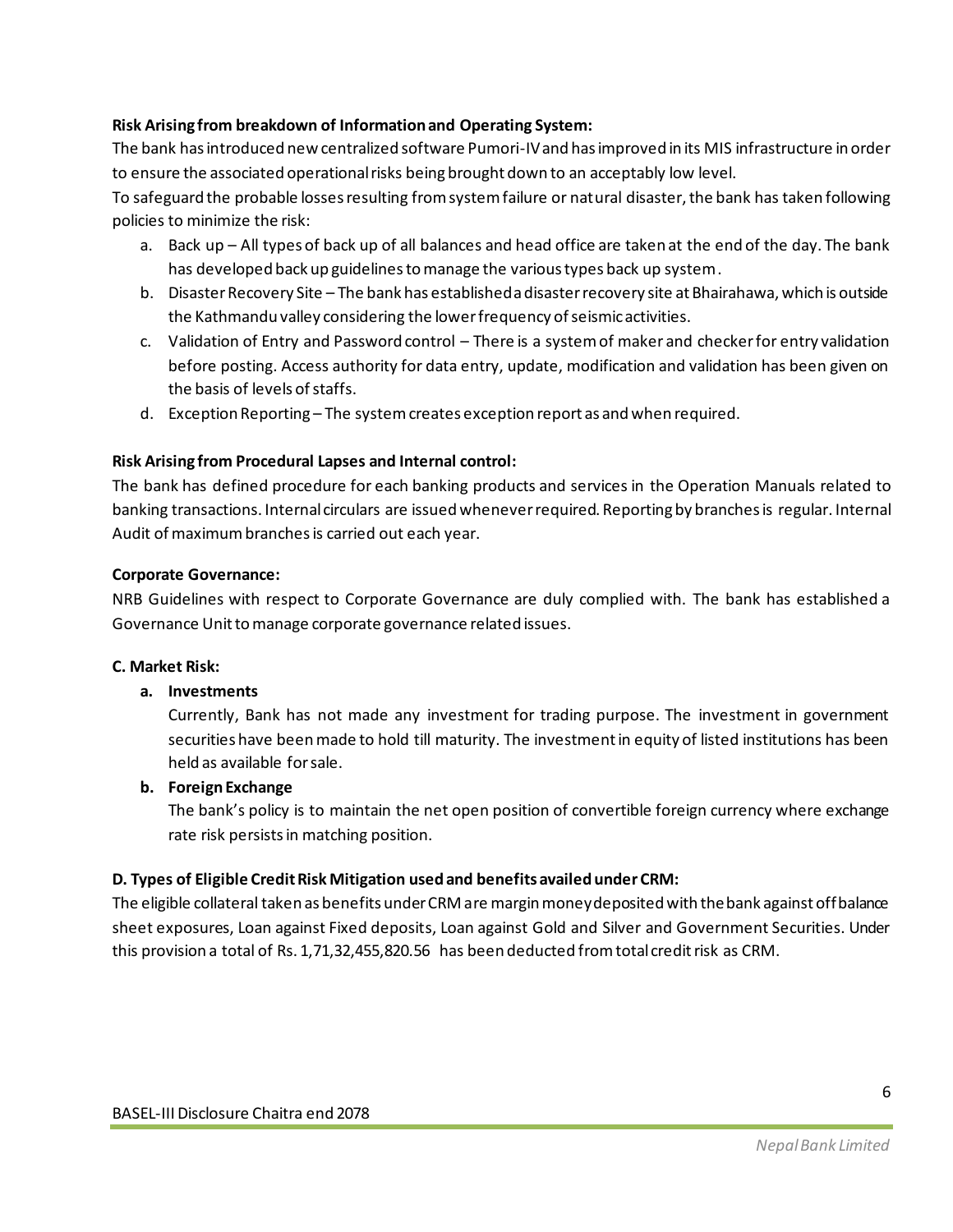**Risk Arising from breakdown of Information and Operating System:**

The bank has introduced new centralized software Pumori-IV and has improved in its MIS infrastructure in order to ensure the associated operational risks being brought down to an acceptably low level.

To safeguard the probable losses resulting from system failure or natural disaster, the bank has taken following policies to minimize the risk:

a. Back up – All types of back up of all balances and head office are taken at the end of the day. The bank has developed back up guidelines to manage the various types back up system.
b. Disaster Recovery Site – The bank has established a disaster recovery site at Bhairahawa, which is outside the Kathmandu valley considering the lower frequency of seismic activities.
c. Validation of Entry and Password control – There is a system of maker and checker for entry validation before posting. Access authority for data entry, update, modification and validation has been given on the basis of levels of staffs.
d. Exception Reporting – The system creates exception report as and when required.

**Risk Arising from Procedural Lapses and Internal control:**

The bank has defined procedure for each banking products and services in the Operation Manuals related to banking transactions. Internal circulars are issued whenever required. Reporting by branches is regular. Internal Audit of maximum branches is carried out each year.

**Corporate Governance:**

NRB Guidelines with respect to Corporate Governance are duly complied with. The bank has established a Governance Unit to manage corporate governance related issues.

**C. Market Risk:**

**a. Investments**

Currently, Bank has not made any investment for trading purpose. The investment in government securities have been made to hold till maturity. The investment in equity of listed institutions has been held as available for sale.

**b. Foreign Exchange**

The bank's policy is to maintain the net open position of convertible foreign currency where exchange rate risk persists in matching position.

**D. Types of Eligible Credit Risk Mitigation used and benefits availed under CRM:**

The eligible collateral taken as benefits under CRM are margin money deposited with the bank against off balance sheet exposures, Loan against Fixed deposits, Loan against Gold and Silver and Government Securities. Under this provision a total of Rs. 1,71,32,455,820.56 has been deducted from total credit risk as CRM.